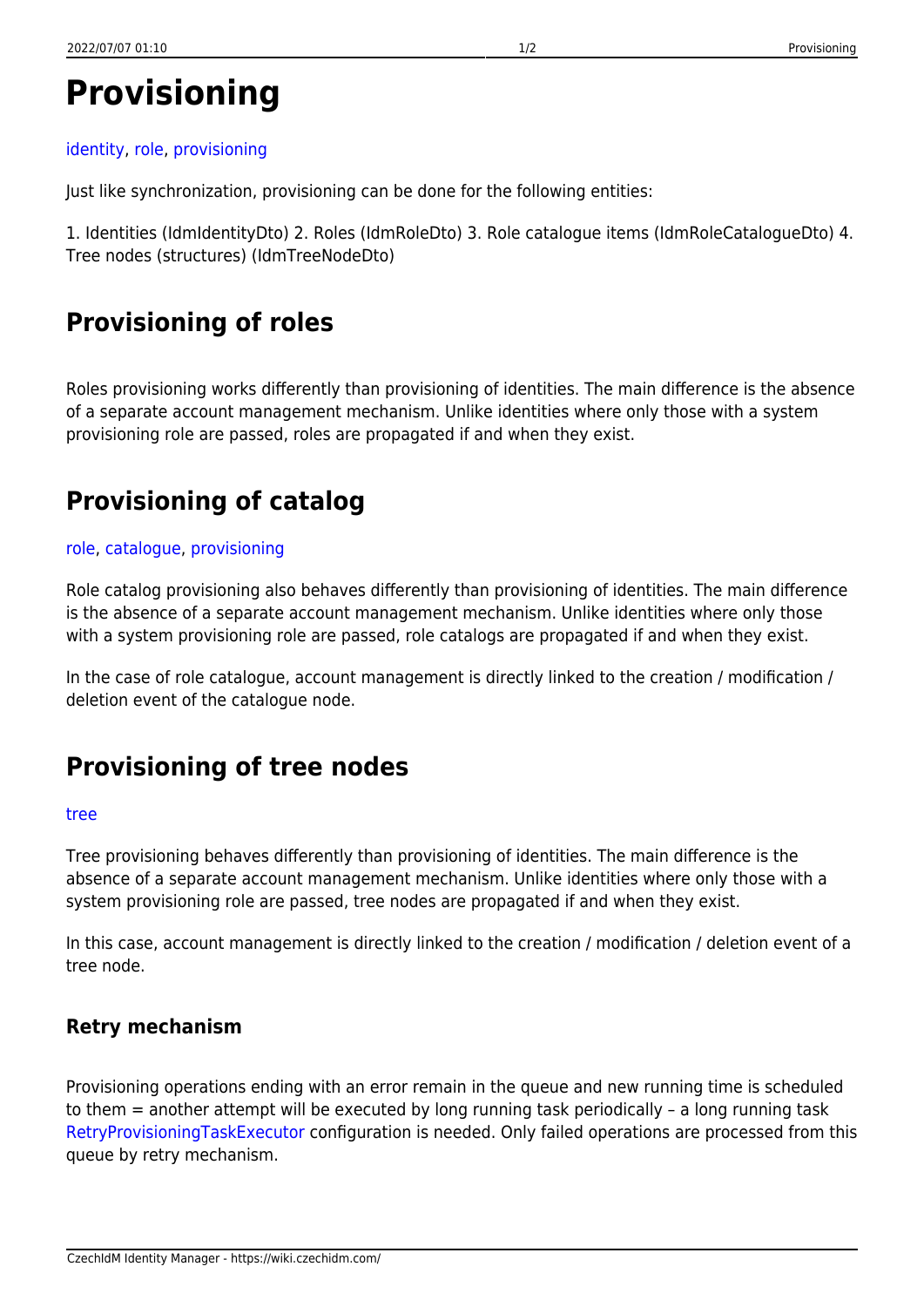# Provisioning

identity, role, provisioning

Just like synchronization, provisioning can be done for the following entities:

1. Identities (IdmIdentityDto) 2. Roles (IdmRoleDto) 3. Role catalogue items (IdmRoleCatalogueDto) 4. Tree nodes (structures) (IdmTreeNodeDto)

## Provisioning of roles

Roles provisioning works differently than provisioning of identities. The main difference is the absence of a separate account management mechanism. Unlike identities where only those with a system provisioning role are passed, roles are propagated if and when they exist.

## Provisioning of catalog

role, catalogue, provisioning

Role catalog provisioning also behaves differently than provisioning of identities. The main difference is the absence of a separate account management mechanism. Unlike identities where only those with a system provisioning role are passed, role catalogs are propagated if and when they exist.

In the case of role catalogue, account management is directly linked to the creation / modification / deletion event of the catalogue node.

## Provisioning of tree nodes

tree

Tree provisioning behaves differently than provisioning of identities. The main difference is the absence of a separate account management mechanism. Unlike identities where only those with a system provisioning role are passed, tree nodes are propagated if and when they exist.

In this case, account management is directly linked to the creation / modification / deletion event of a tree node.

### Retry mechanism

Provisioning operations ending with an error remain in the queue and new running time is scheduled to them = another attempt will be executed by long running task periodically – a long running task RetryProvisioningTaskExecutor configuration is needed. Only failed operations are processed from this queue by retry mechanism.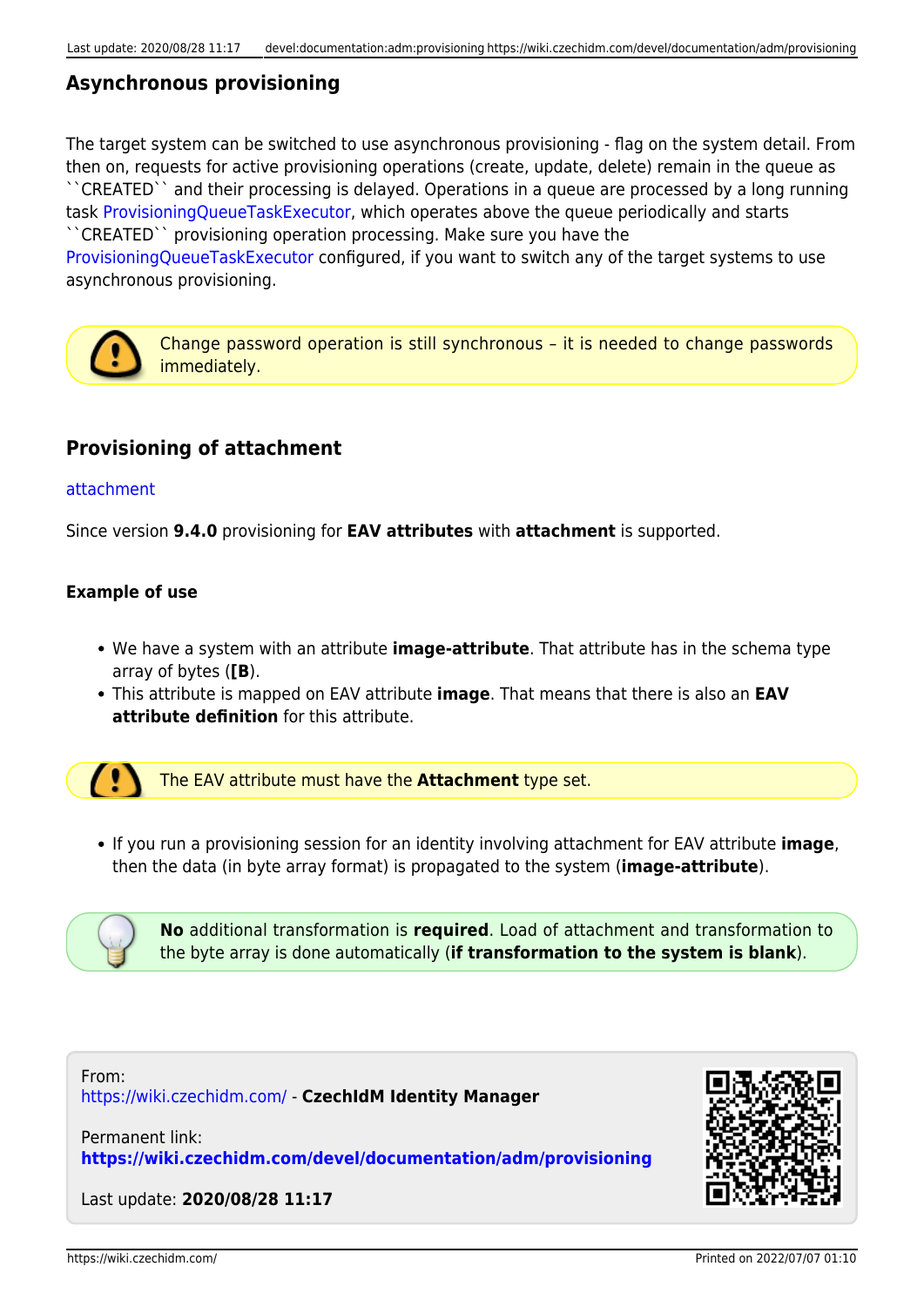## Asynchronous provisioning

The target system can be switched to use asynchronous provisioning - flag on the system detail. From then on, requests for active provisioning operations (create, update, delete) remain in the queue as ``CREATED`` and their processing is delayed. Operations in a queue are processed by a long running task ProvisioningQueueTaskExecutor, which operates above the queue periodically and starts ``CREATED`` provisioning operation processing. Make sure you have the ProvisioningQueueTaskExecutor configured, if you want to switch any of the target systems to use asynchronous provisioning.

> Change password operation is still synchronous – it is needed to change passwords immediately.

## Provisioning of attachment

attachment

Since version **9.4.0** provisioning for **EAV attributes** with **attachment** is supported.

### Example of use

- We have a system with an attribute **image-attribute**. That attribute has in the schema type array of bytes (**[B**).
- This attribute is mapped on EAV attribute **image**. That means that there is also an **EAV attribute definition** for this attribute.

> The EAV attribute must have the **Attachment** type set.

- If you run a provisioning session for an identity involving attachment for EAV attribute **image**, then the data (in byte array format) is propagated to the system (**image-attribute**).

> **No** additional transformation is **required**. Load of attachment and transformation to the byte array is done automatically (**if transformation to the system is blank**).

From:
https://wiki.czechidm.com/ - **CzechIdM Identity Manager**

Permanent link:
**https://wiki.czechidm.com/devel/documentation/adm/provisioning**

Last update: **2020/08/28 11:17**